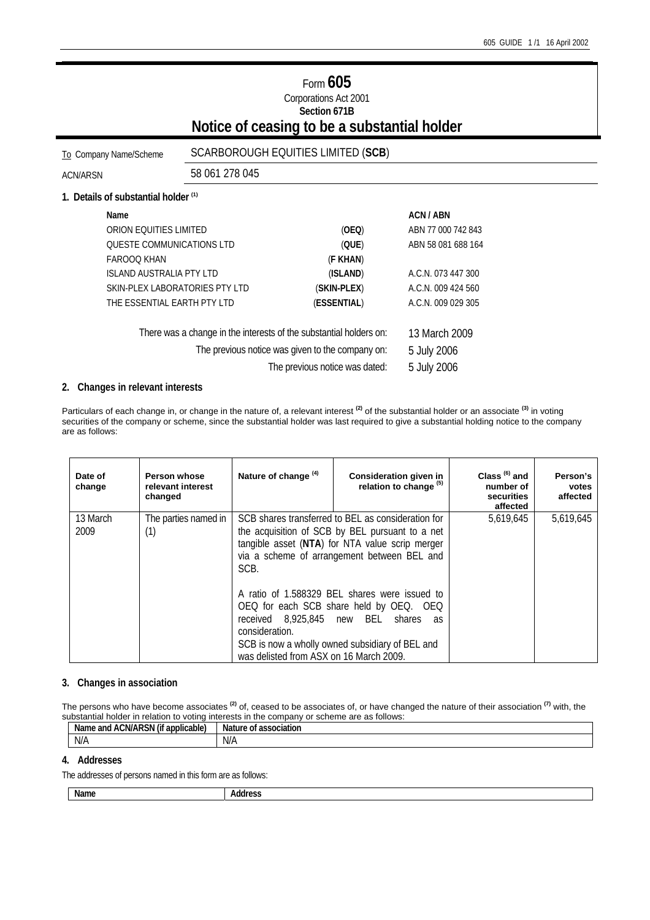# Form 605

Corporations Act 2001

**Section 671B**

## Notice of ceasing to be a substantial holder

| | |
|---|---|
| To Company Name/Scheme | SCARBOROUGH EQUITIES LIMITED (**SCB**) |
| ACN/ARSN | 58 061 278 045 |

### 1. Details of substantial holder [(1)]

| Name | | ACN / ABN |
|---|---|---|
| ORION EQUITIES LIMITED | (**OEQ**) | ABN 77 000 742 843 |
| QUESTE COMMUNICATIONS LTD | (**QUE**) | ABN 58 081 688 164 |
| FAROOQ KHAN | (**F KHAN**) | |
| ISLAND AUSTRALIA PTY LTD | (**ISLAND**) | A.C.N. 073 447 300 |
| SKIN-PLEX LABORATORIES PTY LTD | (**SKIN-PLEX**) | A.C.N. 009 424 560 |
| THE ESSENTIAL EARTH PTY LTD | (**ESSENTIAL**) | A.C.N. 009 029 305 |

| | |
|---|---|
| There was a change in the interests of the substantial holders on: | 13 March 2009 |
| The previous notice was given to the company on: | 5 July 2006 |
| The previous notice was dated: | 5 July 2006 |

### 2. Changes in relevant interests

Particulars of each change in, or change in the nature of, a relevant interest [(2)] of the substantial holder or an associate [(3)] in voting securities of the company or scheme, since the substantial holder was last required to give a substantial holding notice to the company are as follows:

| Date of change | Person whose relevant interest changed | Nature of change [(4)] | Consideration given in relation to change [(5)] | Class [(6)] and number of securities affected | Person's votes affected |
|---|---|---|---|---|---|
| 13 March 2009 | The parties named in (1) | SCB shares transferred to BEL as consideration for the acquisition of SCB by BEL pursuant to a net tangible asset (**NTA**) for NTA value scrip merger via a scheme of arrangement between BEL and SCB.<br><br>A ratio of 1.588329 BEL shares were issued to OEQ for each SCB share held by OEQ. OEQ received 8,925,845 new BEL shares as consideration.<br>SCB is now a wholly owned subsidiary of BEL and was delisted from ASX on 16 March 2009. | | 5,619,645 | 5,619,645 |

### 3. Changes in association

The persons who have become associates [(2)] of, ceased to be associates of, or have changed the nature of their association [(7)] with, the substantial holder in relation to voting interests in the company or scheme are as follows:

| Name and ACN/ARSN (if applicable) | Nature of association |
|---|---|
| N/A | N/A |

### 4. Addresses

The addresses of persons named in this form are as follows:

| Name | Address |
|---|---|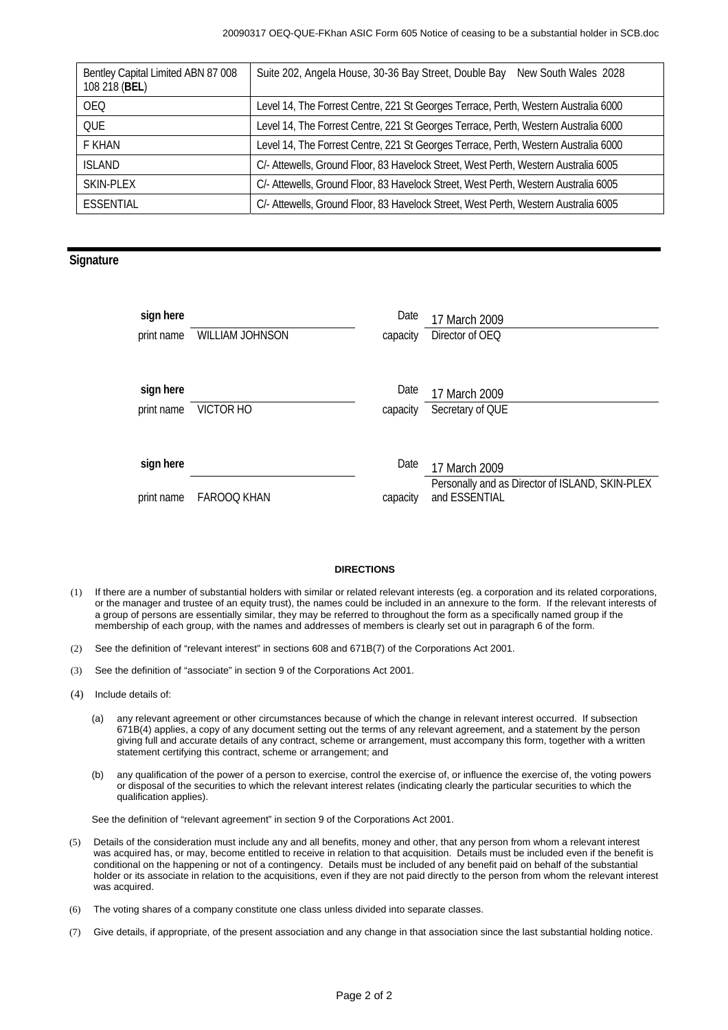| | |
|---|---|
| Bentley Capital Limited ABN 87 008 108 218 (**BEL**) | Suite 202, Angela House, 30-36 Bay Street, Double Bay New South Wales 2028 |
| OEQ | Level 14, The Forrest Centre, 221 St Georges Terrace, Perth, Western Australia 6000 |
| QUE | Level 14, The Forrest Centre, 221 St Georges Terrace, Perth, Western Australia 6000 |
| F KHAN | Level 14, The Forrest Centre, 221 St Georges Terrace, Perth, Western Australia 6000 |
| ISLAND | C/- Attewells, Ground Floor, 83 Havelock Street, West Perth, Western Australia 6005 |
| SKIN-PLEX | C/- Attewells, Ground Floor, 83 Havelock Street, West Perth, Western Australia 6005 |
| ESSENTIAL | C/- Attewells, Ground Floor, 83 Havelock Street, West Perth, Western Australia 6005 |

## Signature

| | | | |
|---|---|---|---|
| **sign here** | | Date | 17 March 2009 |
| print name | WILLIAM JOHNSON | capacity | Director of OEQ |
| **sign here** | | Date | 17 March 2009 |
| print name | VICTOR HO | capacity | Secretary of QUE |
| **sign here** | | Date | 17 March 2009 |
| print name | FAROOQ KHAN | capacity | Personally and as Director of ISLAND, SKIN-PLEX and ESSENTIAL |

**DIRECTIONS**

(1) If there are a number of substantial holders with similar or related relevant interests (eg. a corporation and its related corporations, or the manager and trustee of an equity trust), the names could be included in an annexure to the form. If the relevant interests of a group of persons are essentially similar, they may be referred to throughout the form as a specifically named group if the membership of each group, with the names and addresses of members is clearly set out in paragraph 6 of the form.

(2) See the definition of "relevant interest" in sections 608 and 671B(7) of the Corporations Act 2001.

(3) See the definition of "associate" in section 9 of the Corporations Act 2001.

(4) Include details of:

(a) any relevant agreement or other circumstances because of which the change in relevant interest occurred. If subsection 671B(4) applies, a copy of any document setting out the terms of any relevant agreement, and a statement by the person giving full and accurate details of any contract, scheme or arrangement, must accompany this form, together with a written statement certifying this contract, scheme or arrangement; and

(b) any qualification of the power of a person to exercise, control the exercise of, or influence the exercise of, the voting powers or disposal of the securities to which the relevant interest relates (indicating clearly the particular securities to which the qualification applies).

See the definition of "relevant agreement" in section 9 of the Corporations Act 2001.

(5) Details of the consideration must include any and all benefits, money and other, that any person from whom a relevant interest was acquired has, or may, become entitled to receive in relation to that acquisition. Details must be included even if the benefit is conditional on the happening or not of a contingency. Details must be included of any benefit paid on behalf of the substantial holder or its associate in relation to the acquisitions, even if they are not paid directly to the person from whom the relevant interest was acquired.

(6) The voting shares of a company constitute one class unless divided into separate classes.

(7) Give details, if appropriate, of the present association and any change in that association since the last substantial holding notice.